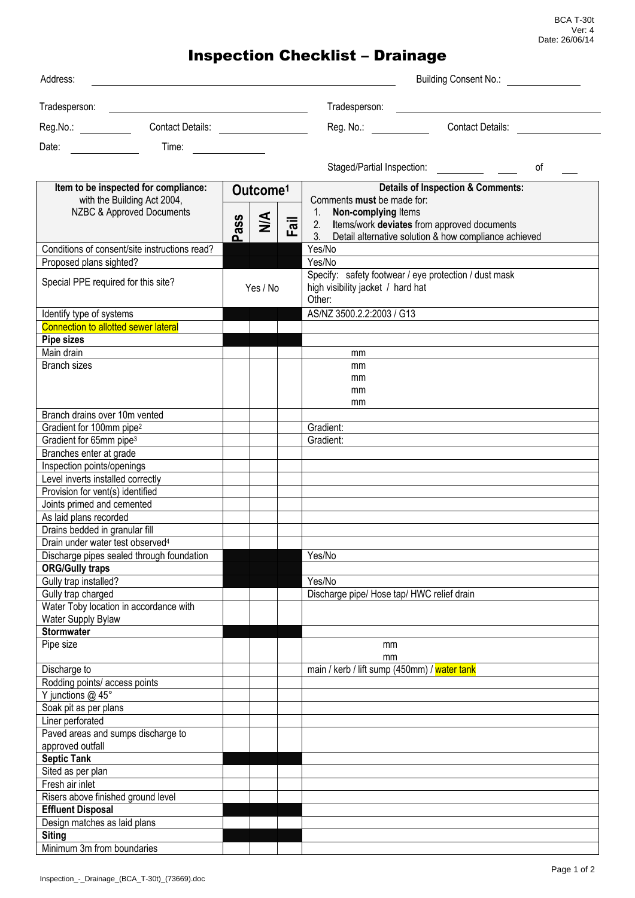BCA T-30t
Ver: 4
Date: 26/06/14

# Inspection Checklist – Drainage

Address: _______________ Building Consent No.: _______________

Tradesperson: _______________ Tradesperson: _______________

Reg.No.: _______ Contact Details: _______________ Reg. No.: _______ Contact Details: _______________

Date: _______ Time: _______

Staged/Partial Inspection: _______ of _______

| Item to be inspected for compliance: with the Building Act 2004, NZBC & Approved Documents | Outcome[1] | | | Details of Inspection & Comments: Comments **must** be made for: 1. **Non-complying** Items 2. Items/work **deviates** from approved documents 3. Detail alternative solution & how compliance achieved |
|---|---|---|---|---|
| | Pass | N/A | Fail | |
| Conditions of consent/site instructions read? | | | | Yes/No |
| Proposed plans sighted? | | | | Yes/No |
| Special PPE required for this site? | Yes / No | | | Specify: safety footwear / eye protection / dust mask high visibility jacket / hard hat Other: |
| Identify type of systems | | | | AS/NZ 3500.2.2:2003 / G13 |
| Connection to allotted sewer lateral | | | | |
| **Pipe sizes** | | | | |
| Main drain | | | | mm |
| Branch sizes | | | | mm mm mm mm |
| Branch drains over 10m vented | | | | |
| Gradient for 100mm pipe[2] | | | | Gradient: |
| Gradient for 65mm pipe[3] | | | | Gradient: |
| Branches enter at grade | | | | |
| Inspection points/openings | | | | |
| Level inverts installed correctly | | | | |
| Provision for vent(s) identified | | | | |
| Joints primed and cemented | | | | |
| As laid plans recorded | | | | |
| Drains bedded in granular fill | | | | |
| Drain under water test observed[4] | | | | |
| Discharge pipes sealed through foundation | | | | Yes/No |
| **ORG/Gully traps** | | | | |
| Gully trap installed? | | | | Yes/No |
| Gully trap charged | | | | Discharge pipe/ Hose tap/ HWC relief drain |
| Water Toby location in accordance with Water Supply Bylaw | | | | |
| **Stormwater** | | | | |
| Pipe size | | | | mm mm |
| Discharge to | | | | main / kerb / lift sump (450mm) / water tank |
| Rodding points/ access points | | | | |
| Y junctions @ 45° | | | | |
| Soak pit as per plans | | | | |
| Liner perforated | | | | |
| Paved areas and sumps discharge to approved outfall | | | | |
| **Septic Tank** | | | | |
| Sited as per plan | | | | |
| Fresh air inlet | | | | |
| Risers above finished ground level | | | | |
| **Effluent Disposal** | | | | |
| Design matches as laid plans | | | | |
| **Siting** | | | | |
| Minimum 3m from boundaries | | | | |

Inspection_-_Drainage_(BCA_T-30t)_(73669).doc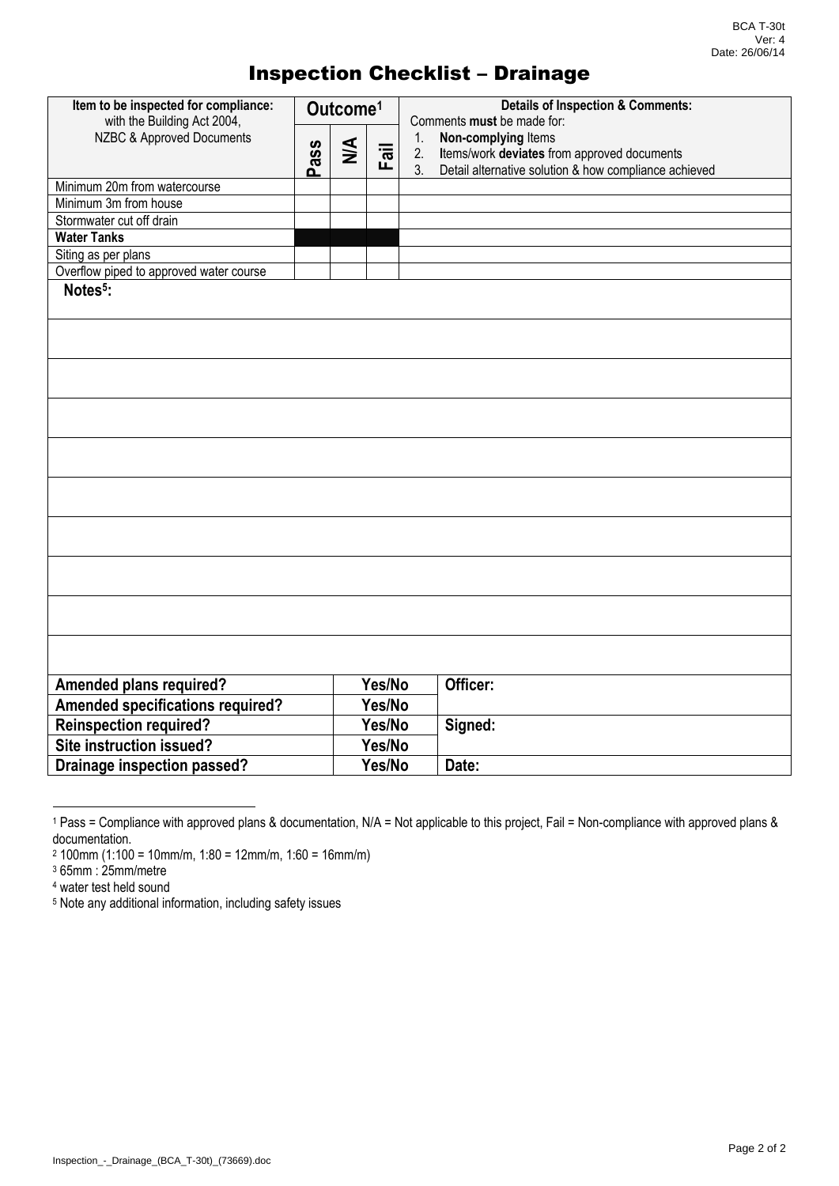# Inspection Checklist – Drainage

| **Item to be inspected for compliance:** with the Building Act 2004, NZBC & Approved Documents | **Outcome**[1] | | | **Details of Inspection & Comments:** Comments **must** be made for: 1. **Non-complying** Items 2. **I**tems/work **deviates** from approved documents 3. Detail alternative solution & how compliance achieved |
|---|---|---|---|---|
| | **Pass** | **N/A** | **Fail** | |
| Minimum 20m from watercourse | | | | |
| Minimum 3m from house | | | | |
| Stormwater cut off drain | | | | |
| **Water Tanks** | | | | |
| Siting as per plans | | | | |
| Overflow piped to approved water course | | | | |

**Notes**[5]**:**

| | | |
|---|---|---|
| **Amended plans required?** | **Yes/No** | **Officer:** |
| **Amended specifications required?** | **Yes/No** | |
| **Reinspection required?** | **Yes/No** | **Signed:** |
| **Site instruction issued?** | **Yes/No** | |
| **Drainage inspection passed?** | **Yes/No** | **Date:** |

[1] Pass = Compliance with approved plans & documentation, N/A = Not applicable to this project, Fail = Non-compliance with approved plans & documentation.

[2] 100mm (1:100 = 10mm/m, 1:80 = 12mm/m, 1:60 = 16mm/m)

[3] 65mm : 25mm/metre

[4] water test held sound

[5] Note any additional information, including safety issues